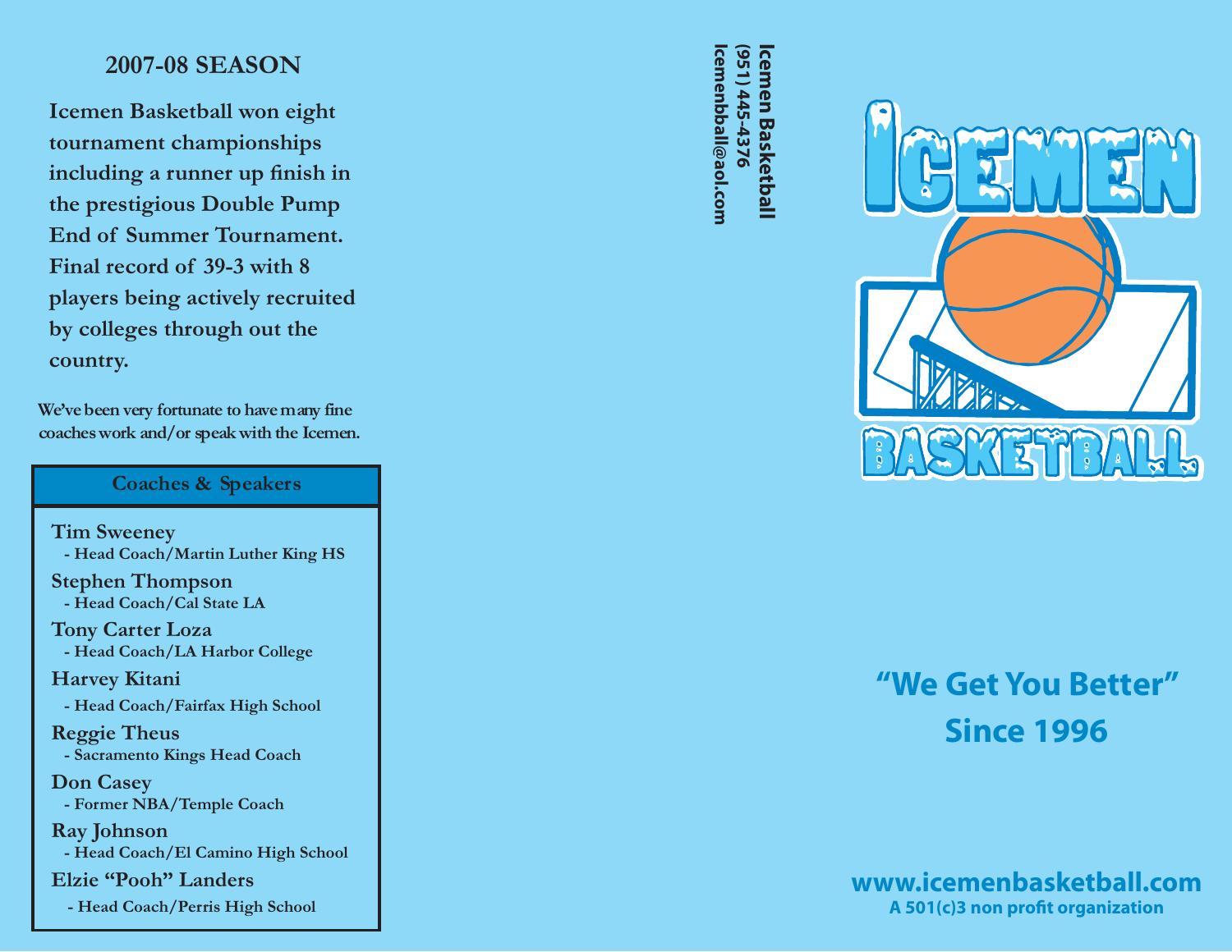## 2007-08 SEASON

**Icemen Basketball won eight tournament championships including a runner up finish in the prestigious Double Pump End of Summer Tournament. Final record of 39-3 with 8 players being actively recruited by colleges through out the country.**

**We've been very fortunate to have many fine coaches work and/or speak with the Icemen.**

### Coaches & Speakers

**Tim Sweeney**
- Head Coach/Martin Luther King HS

**Stephen Thompson**
- Head Coach/Cal State LA

**Tony Carter Loza**
- Head Coach/LA Harbor College

**Harvey Kitani**
- Head Coach/Fairfax High School

**Reggie Theus**
- Sacramento Kings Head Coach

**Don Casey**
- Former NBA/Temple Coach

**Ray Johnson**
- Head Coach/El Camino High School

**Elzie "Pooh" Landers**
- Head Coach/Perris High School

**Icemen Basketball**
**(951) 445-4376**
**Icemenbball@aol.com**

# ICEMEN BASKETBALL

## "We Get You Better"
## Since 1996

**www.icemenbasketball.com**
**A 501(c)3 non profit organization**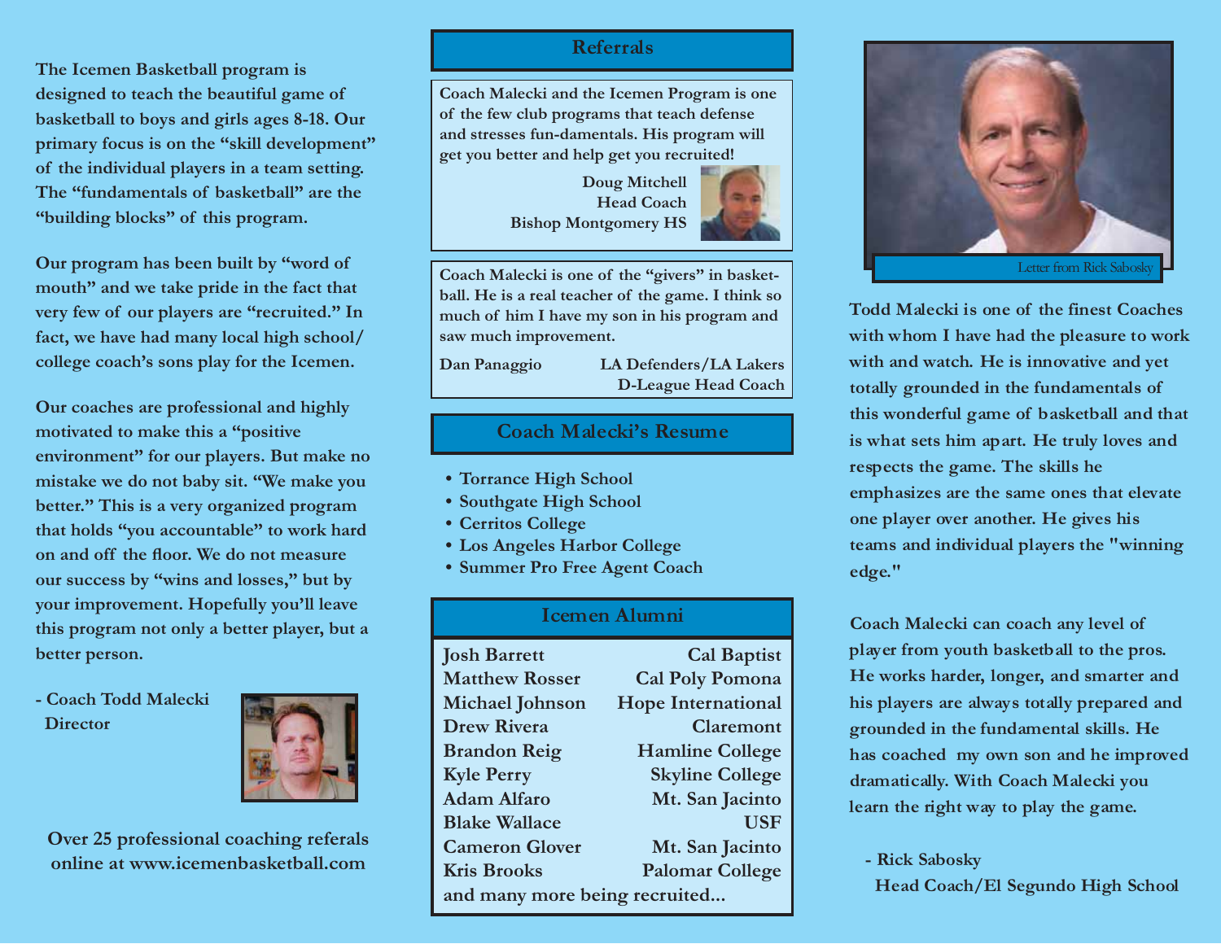The Icemen Basketball program is designed to teach the beautiful game of basketball to boys and girls ages 8-18. Our primary focus is on the "skill development" of the individual players in a team setting. The "fundamentals of basketball" are the "building blocks" of this program.

Our program has been built by "word of mouth" and we take pride in the fact that very few of our players are "recruited." In fact, we have had many local high school/ college coach's sons play for the Icemen.

Our coaches are professional and highly motivated to make this a "positive environment" for our players. But make no mistake we do not baby sit. "We make you better." This is a very organized program that holds "you accountable" to work hard on and off the floor. We do not measure our success by "wins and losses," but by your improvement. Hopefully you'll leave this program not only a better player, but a better person.

- Coach Todd Malecki
  Director

Over 25 professional coaching referals online at www.icemenbasketball.com

## Referrals

Coach Malecki and the Icemen Program is one of the few club programs that teach defense and stresses fun-damentals. His program will get you better and help get you recruited!

Doug Mitchell
Head Coach
Bishop Montgomery HS

Coach Malecki is one of the "givers" in basketball. He is a real teacher of the game. I think so much of him I have my son in his program and saw much improvement.

Dan Panaggio — LA Defenders/LA Lakers D-League Head Coach

## Coach Malecki's Resume

- Torrance High School
- Southgate High School
- Cerritos College
- Los Angeles Harbor College
- Summer Pro Free Agent Coach

## Icemen Alumni

| | |
|---|---|
| Josh Barrett | Cal Baptist |
| Matthew Rosser | Cal Poly Pomona |
| Michael Johnson | Hope International |
| Drew Rivera | Claremont |
| Brandon Reig | Hamline College |
| Kyle Perry | Skyline College |
| Adam Alfaro | Mt. San Jacinto |
| Blake Wallace | USF |
| Cameron Glover | Mt. San Jacinto |
| Kris Brooks | Palomar College |

and many more being recruited...

Letter from Rick Sabosky

Todd Malecki is one of the finest Coaches with whom I have had the pleasure to work with and watch. He is innovative and yet totally grounded in the fundamentals of this wonderful game of basketball and that is what sets him apart. He truly loves and respects the game. The skills he emphasizes are the same ones that elevate one player over another. He gives his teams and individual players the "winning edge."

Coach Malecki can coach any level of player from youth basketball to the pros. He works harder, longer, and smarter and his players are always totally prepared and grounded in the fundamental skills. He has coached my own son and he improved dramatically. With Coach Malecki you learn the right way to play the game.

- Rick Sabosky
  Head Coach/El Segundo High School